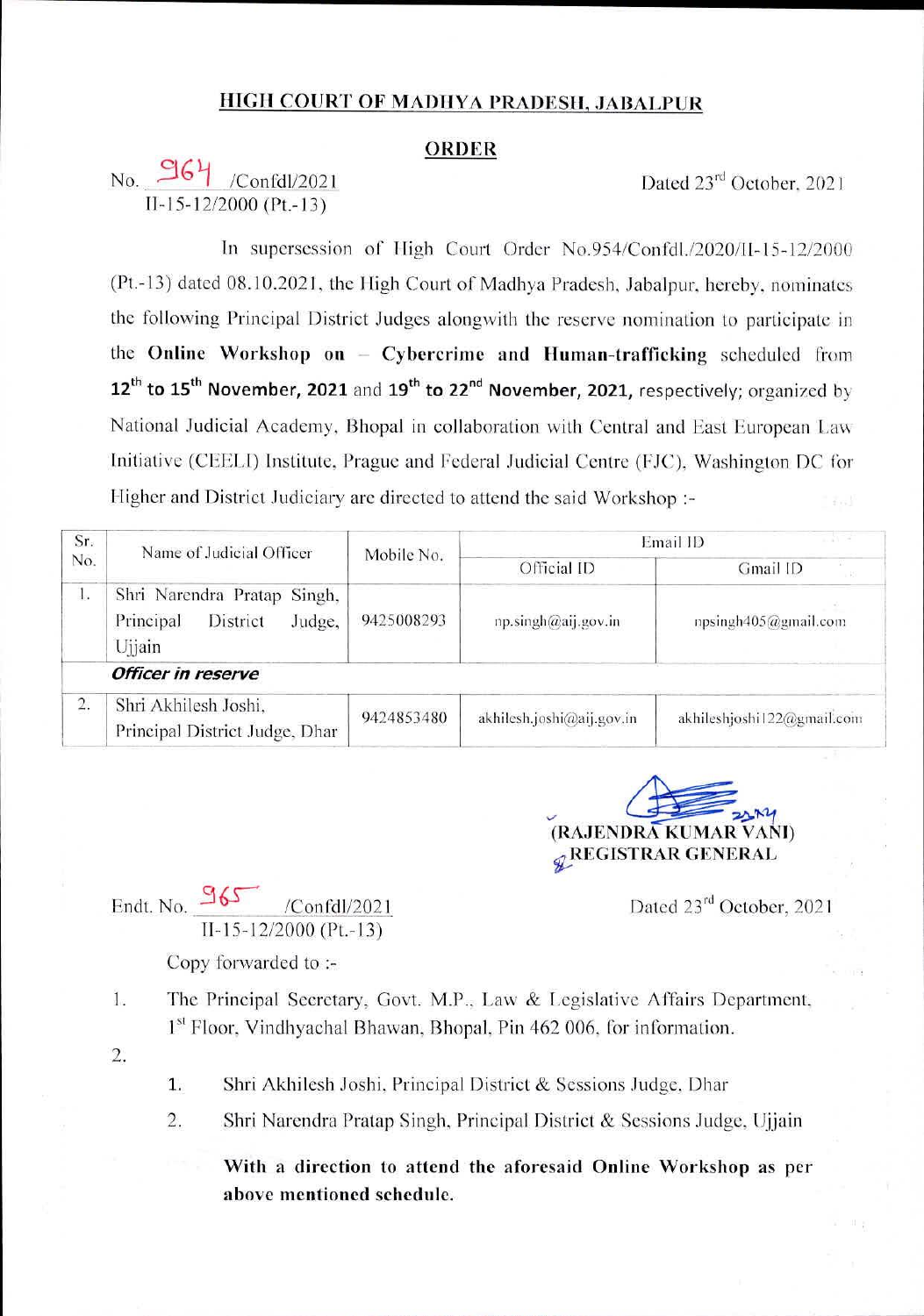## HIGH COURT OF MADHYA PRADESH, JABALPUR

### ORDER

No. 964 /Confdl/2021
II-15-12/2000 (Pt.-13)

Dated 23rd October, 2021

In supersession of High Court Order No.954/Confdl./2020/II-15-12/2000 (Pt.-13) dated 08.10.2021, the High Court of Madhya Pradesh, Jabalpur, hereby, nominates the following Principal District Judges alongwith the reserve nomination to participate in the **Online Workshop on – Cybercrime and Human-trafficking** scheduled from **12th to 15th November, 2021** and **19th to 22nd November, 2021,** respectively; organized by National Judicial Academy, Bhopal in collaboration with Central and East European Law Initiative (CEELI) Institute, Prague and Federal Judicial Centre (FJC), Washington DC for Higher and District Judiciary are directed to attend the said Workshop :-

| Sr. No. | Name of Judicial Officer | Mobile No. | Email ID | |
|---|---|---|---|---|
| | | | Official ID | Gmail ID |
| 1. | Shri Narendra Pratap Singh, Principal District Judge, Ujjain | 9425008293 | np.singh@aij.gov.in | npsingh405@gmail.com |
| ***Officer in reserve*** | | | | |
| 2. | Shri Akhilesh Joshi, Principal District Judge, Dhar | 9424853480 | akhilesh.joshi@aij.gov.in | akhileshjoshi122@gmail.com |

(RAJENDRA KUMAR VANI)
REGISTRAR GENERAL

Endt. No. 965 /Confdl/2021
II-15-12/2000 (Pt.-13)

Dated 23rd October, 2021

Copy forwarded to :-

1. The Principal Secretary, Govt. M.P., Law & Legislative Affairs Department, 1st Floor, Vindhyachal Bhawan, Bhopal, Pin 462 006, for information.
2. 
    1. Shri Akhilesh Joshi, Principal District & Sessions Judge, Dhar
    2. Shri Narendra Pratap Singh, Principal District & Sessions Judge, Ujjain

    **With a direction to attend the aforesaid Online Workshop as per above mentioned schedule.**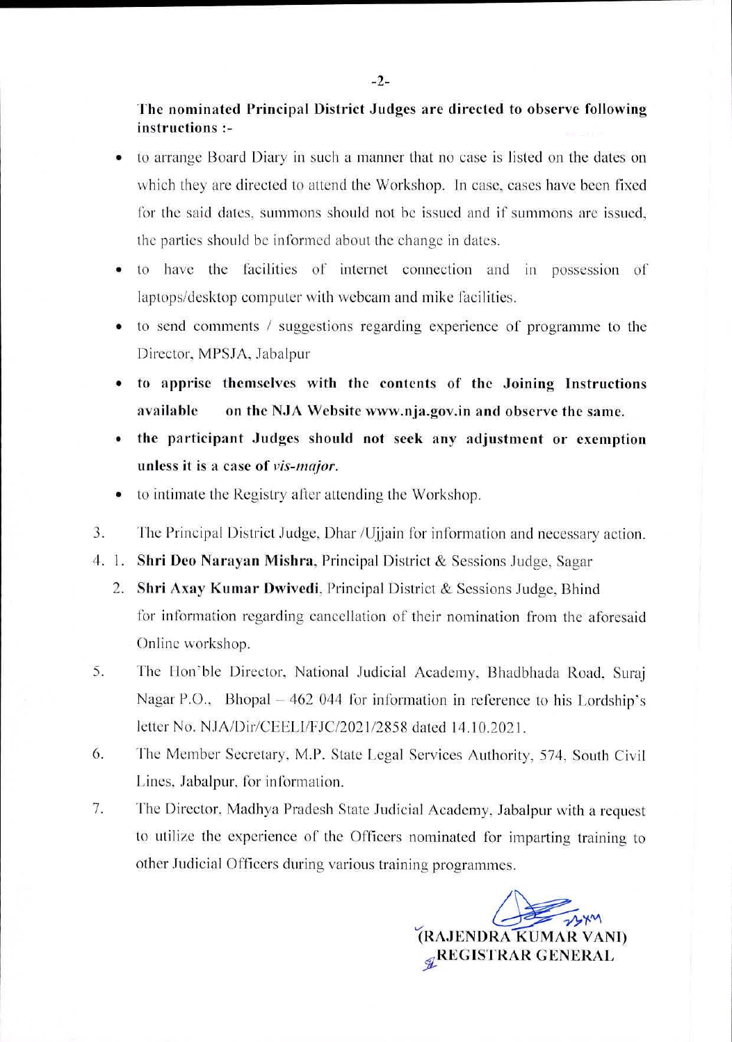**The nominated Principal District Judges are directed to observe following instructions :-**

- to arrange Board Diary in such a manner that no case is listed on the dates on which they are directed to attend the Workshop. In case, cases have been fixed for the said dates, summons should not be issued and if summons are issued, the parties should be informed about the change in dates.
- to have the facilities of internet connection and in possession of laptops/desktop computer with webcam and mike facilities.
- to send comments / suggestions regarding experience of programme to the Director, MPSJA, Jabalpur
- **to apprise themselves with the contents of the Joining Instructions available on the NJA Website www.nja.gov.in and observe the same.**
- **the participant Judges should not seek any adjustment or exemption unless it is a case of *vis-major*.**
- to intimate the Registry after attending the Workshop.

3. The Principal District Judge, Dhar /Ujjain for information and necessary action.
4. 1. **Shri Deo Narayan Mishra**, Principal District & Sessions Judge, Sagar
   2. **Shri Axay Kumar Dwivedi**, Principal District & Sessions Judge, Bhind

   for information regarding cancellation of their nomination from the aforesaid Online workshop.
5. The Hon'ble Director, National Judicial Academy, Bhadbhada Road, Suraj Nagar P.O., Bhopal – 462 044 for information in reference to his Lordship's letter No. NJA/Dir/CEELI/FJC/2021/2858 dated 14.10.2021.
6. The Member Secretary, M.P. State Legal Services Authority, 574, South Civil Lines, Jabalpur, for information.
7. The Director, Madhya Pradesh State Judicial Academy, Jabalpur with a request to utilize the experience of the Officers nominated for imparting training to other Judicial Officers during various training programmes.

**(RAJENDRA KUMAR VANI)**
**REGISTRAR GENERAL**